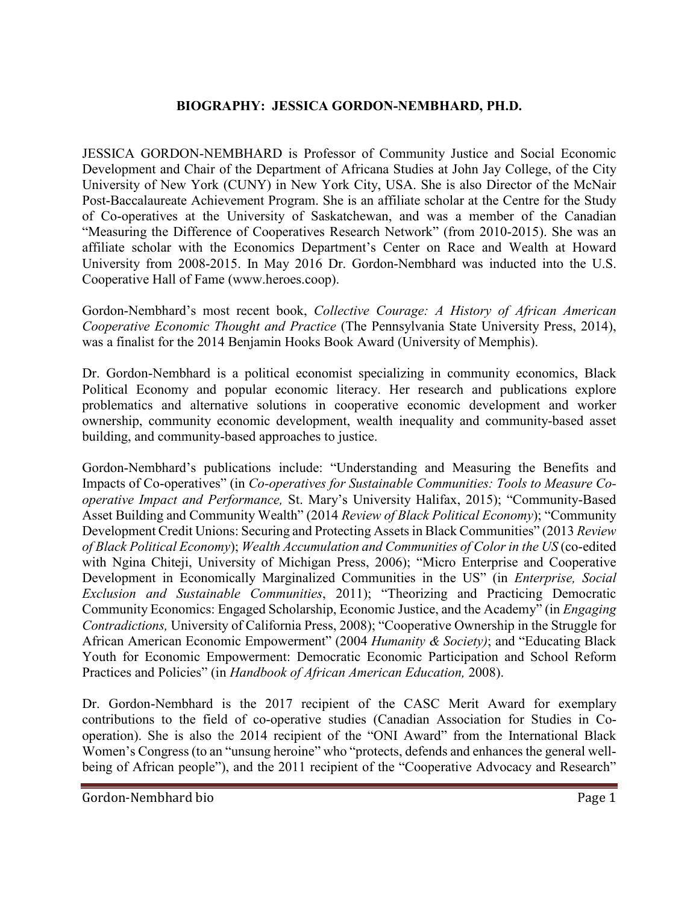# BIOGRAPHY: JESSICA GORDON-NEMBHARD, PH.D.

JESSICA GORDON-NEMBHARD is Professor of Community Justice and Social Economic Development and Chair of the Department of Africana Studies at John Jay College, of the City University of New York (CUNY) in New York City, USA. She is also Director of the McNair Post-Baccalaureate Achievement Program. She is an affiliate scholar at the Centre for the Study of Co-operatives at the University of Saskatchewan, and was a member of the Canadian "Measuring the Difference of Cooperatives Research Network" (from 2010-2015). She was an affiliate scholar with the Economics Department's Center on Race and Wealth at Howard University from 2008-2015. In May 2016 Dr. Gordon-Nembhard was inducted into the U.S. Cooperative Hall of Fame (www.heroes.coop).

Gordon-Nembhard's most recent book, *Collective Courage: A History of African American Cooperative Economic Thought and Practice* (The Pennsylvania State University Press, 2014), was a finalist for the 2014 Benjamin Hooks Book Award (University of Memphis).

Dr. Gordon-Nembhard is a political economist specializing in community economics, Black Political Economy and popular economic literacy. Her research and publications explore problematics and alternative solutions in cooperative economic development and worker ownership, community economic development, wealth inequality and community-based asset building, and community-based approaches to justice.

Gordon-Nembhard's publications include: "Understanding and Measuring the Benefits and Impacts of Co-operatives" (in *Co-operatives for Sustainable Communities: Tools to Measure Co-operative Impact and Performance,* St. Mary's University Halifax, 2015); "Community-Based Asset Building and Community Wealth" (2014 *Review of Black Political Economy*); "Community Development Credit Unions: Securing and Protecting Assets in Black Communities" (2013 *Review of Black Political Economy*); *Wealth Accumulation and Communities of Color in the US* (co-edited with Ngina Chiteji, University of Michigan Press, 2006); "Micro Enterprise and Cooperative Development in Economically Marginalized Communities in the US" (in *Enterprise, Social Exclusion and Sustainable Communities*, 2011); "Theorizing and Practicing Democratic Community Economics: Engaged Scholarship, Economic Justice, and the Academy" (in *Engaging Contradictions,* University of California Press, 2008); "Cooperative Ownership in the Struggle for African American Economic Empowerment" (2004 *Humanity & Society)*; and "Educating Black Youth for Economic Empowerment: Democratic Economic Participation and School Reform Practices and Policies" (in *Handbook of African American Education,* 2008).

Dr. Gordon-Nembhard is the 2017 recipient of the CASC Merit Award for exemplary contributions to the field of co-operative studies (Canadian Association for Studies in Co-operation). She is also the 2014 recipient of the "ONI Award" from the International Black Women's Congress (to an "unsung heroine" who "protects, defends and enhances the general well-being of African people"), and the 2011 recipient of the "Cooperative Advocacy and Research"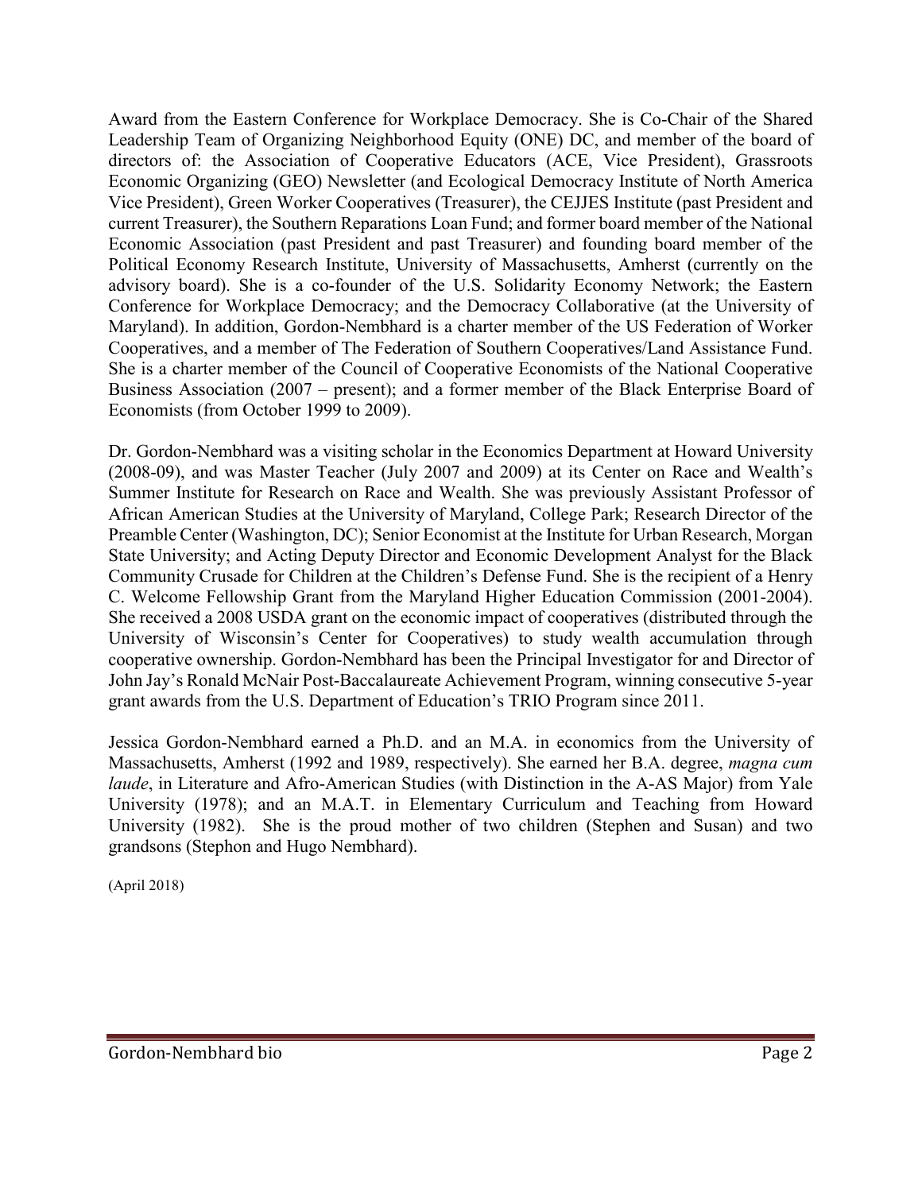Award from the Eastern Conference for Workplace Democracy. She is Co-Chair of the Shared Leadership Team of Organizing Neighborhood Equity (ONE) DC, and member of the board of directors of: the Association of Cooperative Educators (ACE, Vice President), Grassroots Economic Organizing (GEO) Newsletter (and Ecological Democracy Institute of North America Vice President), Green Worker Cooperatives (Treasurer), the CEJJES Institute (past President and current Treasurer), the Southern Reparations Loan Fund; and former board member of the National Economic Association (past President and past Treasurer) and founding board member of the Political Economy Research Institute, University of Massachusetts, Amherst (currently on the advisory board). She is a co-founder of the U.S. Solidarity Economy Network; the Eastern Conference for Workplace Democracy; and the Democracy Collaborative (at the University of Maryland). In addition, Gordon-Nembhard is a charter member of the US Federation of Worker Cooperatives, and a member of The Federation of Southern Cooperatives/Land Assistance Fund. She is a charter member of the Council of Cooperative Economists of the National Cooperative Business Association (2007 – present); and a former member of the Black Enterprise Board of Economists (from October 1999 to 2009).

Dr. Gordon-Nembhard was a visiting scholar in the Economics Department at Howard University (2008-09), and was Master Teacher (July 2007 and 2009) at its Center on Race and Wealth's Summer Institute for Research on Race and Wealth. She was previously Assistant Professor of African American Studies at the University of Maryland, College Park; Research Director of the Preamble Center (Washington, DC); Senior Economist at the Institute for Urban Research, Morgan State University; and Acting Deputy Director and Economic Development Analyst for the Black Community Crusade for Children at the Children's Defense Fund. She is the recipient of a Henry C. Welcome Fellowship Grant from the Maryland Higher Education Commission (2001-2004). She received a 2008 USDA grant on the economic impact of cooperatives (distributed through the University of Wisconsin's Center for Cooperatives) to study wealth accumulation through cooperative ownership. Gordon-Nembhard has been the Principal Investigator for and Director of John Jay's Ronald McNair Post-Baccalaureate Achievement Program, winning consecutive 5-year grant awards from the U.S. Department of Education's TRIO Program since 2011.

Jessica Gordon-Nembhard earned a Ph.D. and an M.A. in economics from the University of Massachusetts, Amherst (1992 and 1989, respectively). She earned her B.A. degree, *magna cum laude*, in Literature and Afro-American Studies (with Distinction in the A-AS Major) from Yale University (1978); and an M.A.T. in Elementary Curriculum and Teaching from Howard University (1982). She is the proud mother of two children (Stephen and Susan) and two grandsons (Stephon and Hugo Nembhard).

(April 2018)